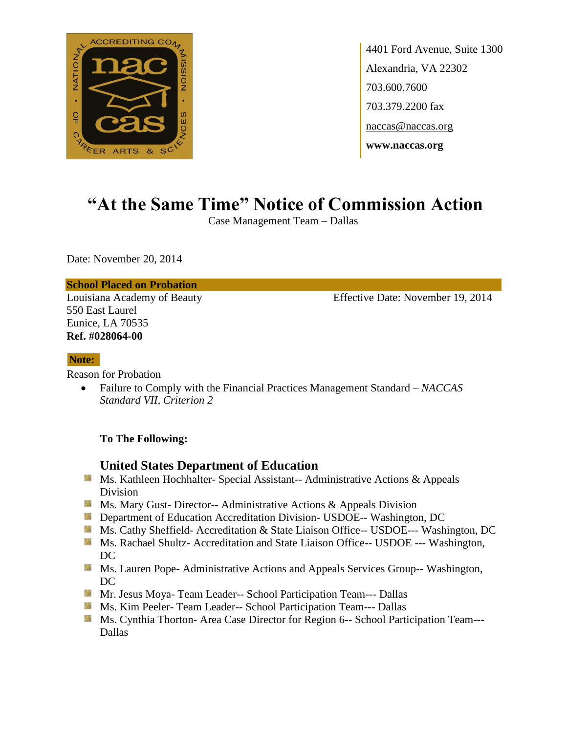4401 Ford Avenue, Suite 1300
Alexandria, VA 22302
703.600.7600
703.379.2200 fax
naccas@naccas.org
**www.naccas.org**

# "At the Same Time" Notice of Commission Action

Case Management Team – Dallas

Date: November 20, 2014

**School Placed on Probation**

Louisiana Academy of Beauty
550 East Laurel
Eunice, LA 70535
**Ref. #028064-00**

Effective Date: November 19, 2014

**Note:**

Reason for Probation

- Failure to Comply with the Financial Practices Management Standard – *NACCAS Standard VII, Criterion 2*

**To The Following:**

## United States Department of Education

- Ms. Kathleen Hochhalter- Special Assistant-- Administrative Actions & Appeals Division
- Ms. Mary Gust- Director-- Administrative Actions & Appeals Division
- Department of Education Accreditation Division- USDOE-- Washington, DC
- Ms. Cathy Sheffield- Accreditation & State Liaison Office-- USDOE--- Washington, DC
- Ms. Rachael Shultz- Accreditation and State Liaison Office-- USDOE --- Washington, DC
- Ms. Lauren Pope- Administrative Actions and Appeals Services Group-- Washington, DC
- Mr. Jesus Moya- Team Leader-- School Participation Team--- Dallas
- Ms. Kim Peeler- Team Leader-- School Participation Team--- Dallas
- Ms. Cynthia Thorton- Area Case Director for Region 6-- School Participation Team--- Dallas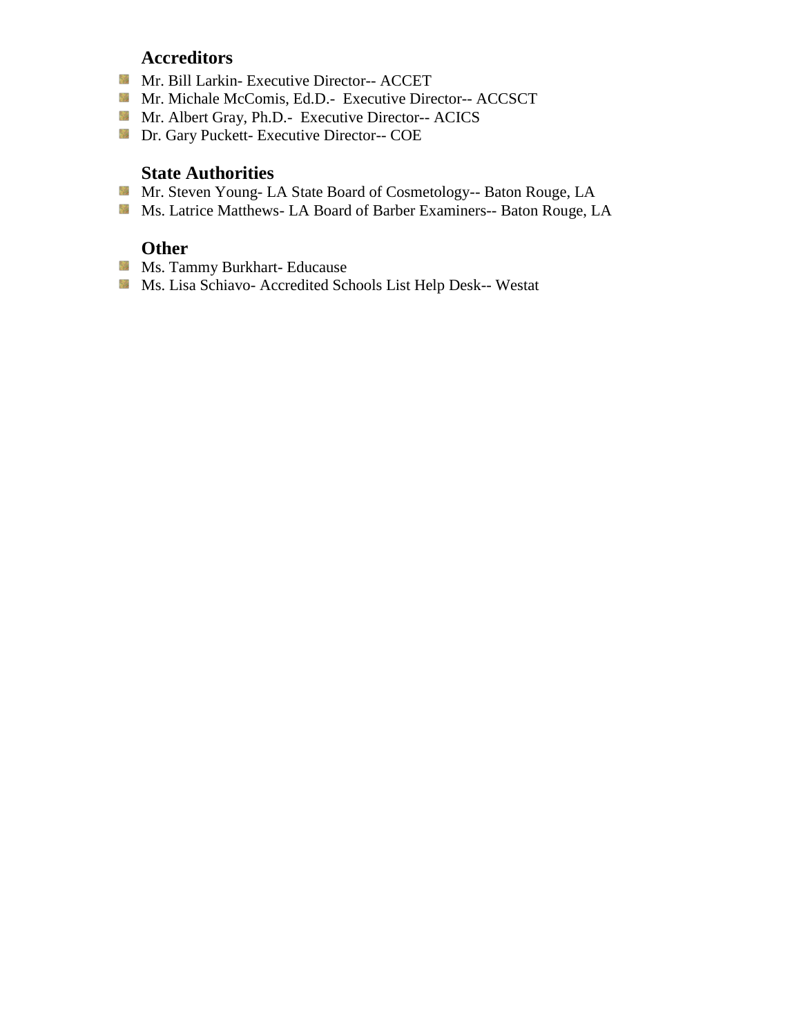## Accreditors

- Mr. Bill Larkin- Executive Director-- ACCET
- Mr. Michale McComis, Ed.D.- Executive Director-- ACCSCT
- Mr. Albert Gray, Ph.D.- Executive Director-- ACICS
- Dr. Gary Puckett- Executive Director-- COE

## State Authorities

- Mr. Steven Young- LA State Board of Cosmetology-- Baton Rouge, LA
- Ms. Latrice Matthews- LA Board of Barber Examiners-- Baton Rouge, LA

## Other

- Ms. Tammy Burkhart- Educause
- Ms. Lisa Schiavo- Accredited Schools List Help Desk-- Westat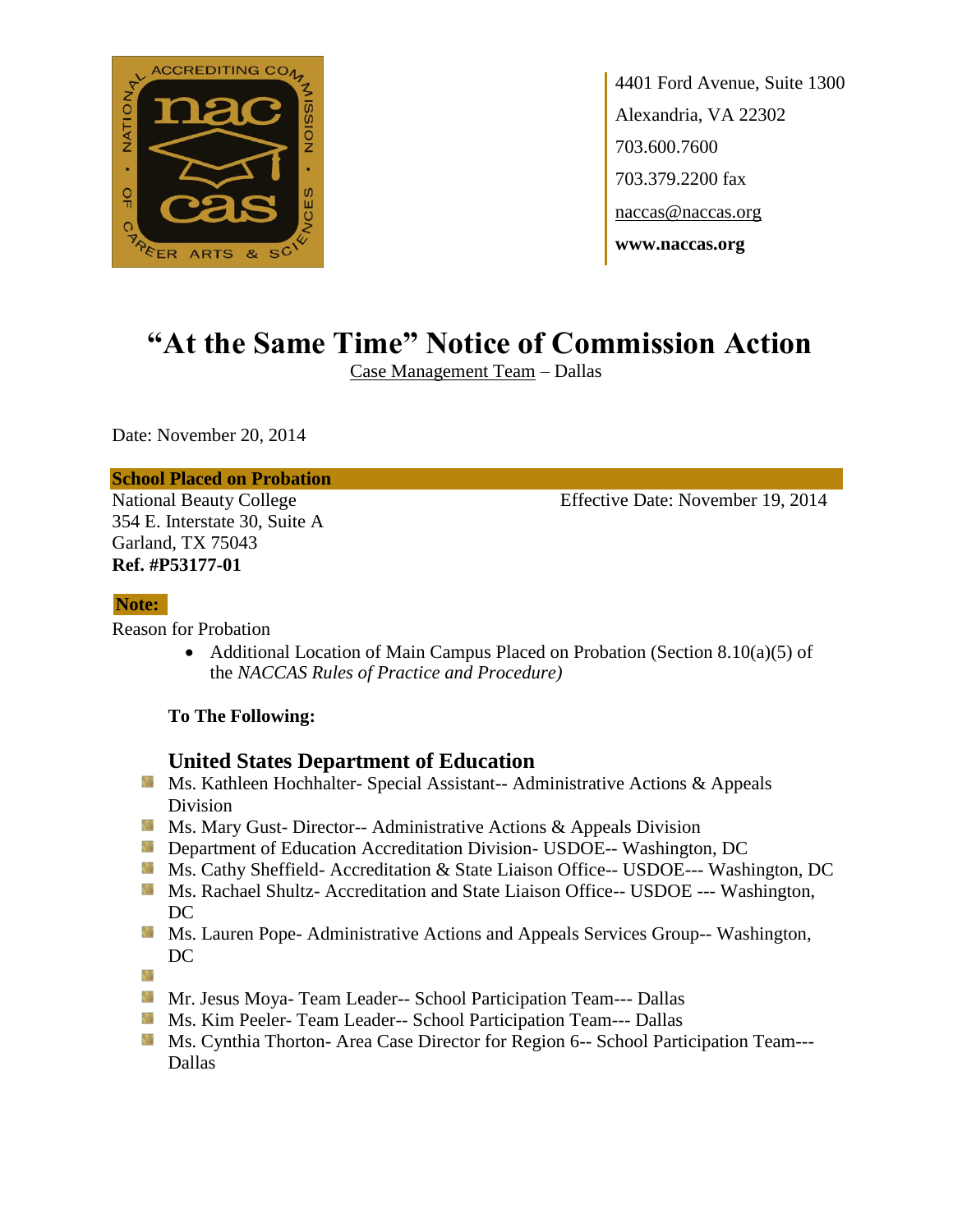4401 Ford Avenue, Suite 1300
Alexandria, VA 22302
703.600.7600
703.379.2200 fax
naccas@naccas.org
**www.naccas.org**

# "At the Same Time" Notice of Commission Action

Case Management Team – Dallas

Date: November 20, 2014

**School Placed on Probation**

National Beauty College
354 E. Interstate 30, Suite A
Garland, TX 75043
**Ref. #P53177-01**

Effective Date: November 19, 2014

**Note:**

Reason for Probation

- Additional Location of Main Campus Placed on Probation (Section 8.10(a)(5) of the *NACCAS Rules of Practice and Procedure)*

**To The Following:**

## United States Department of Education

- Ms. Kathleen Hochhalter- Special Assistant-- Administrative Actions & Appeals Division
- Ms. Mary Gust- Director-- Administrative Actions & Appeals Division
- Department of Education Accreditation Division- USDOE-- Washington, DC
- Ms. Cathy Sheffield- Accreditation & State Liaison Office-- USDOE--- Washington, DC
- Ms. Rachael Shultz- Accreditation and State Liaison Office-- USDOE --- Washington, DC
- Ms. Lauren Pope- Administrative Actions and Appeals Services Group-- Washington, DC
- 
- Mr. Jesus Moya- Team Leader-- School Participation Team--- Dallas
- Ms. Kim Peeler- Team Leader-- School Participation Team--- Dallas
- Ms. Cynthia Thorton- Area Case Director for Region 6-- School Participation Team--- Dallas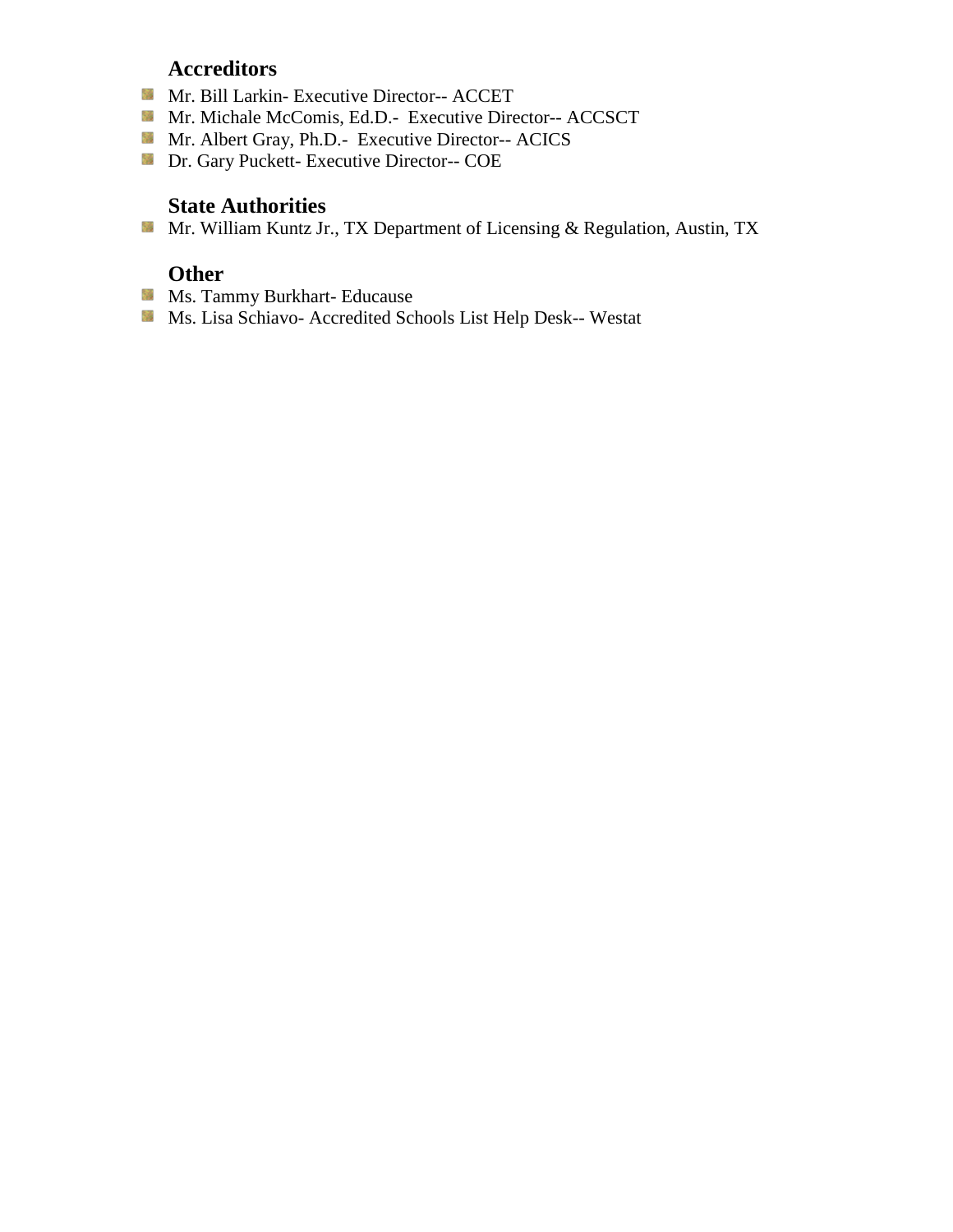### Accreditors

- Mr. Bill Larkin- Executive Director-- ACCET
- Mr. Michale McComis, Ed.D.-  Executive Director-- ACCSCT
- Mr. Albert Gray, Ph.D.-  Executive Director-- ACICS
- Dr. Gary Puckett- Executive Director-- COE

### State Authorities

- Mr. William Kuntz Jr., TX Department of Licensing & Regulation, Austin, TX

### Other

- Ms. Tammy Burkhart- Educause
- Ms. Lisa Schiavo- Accredited Schools List Help Desk-- Westat